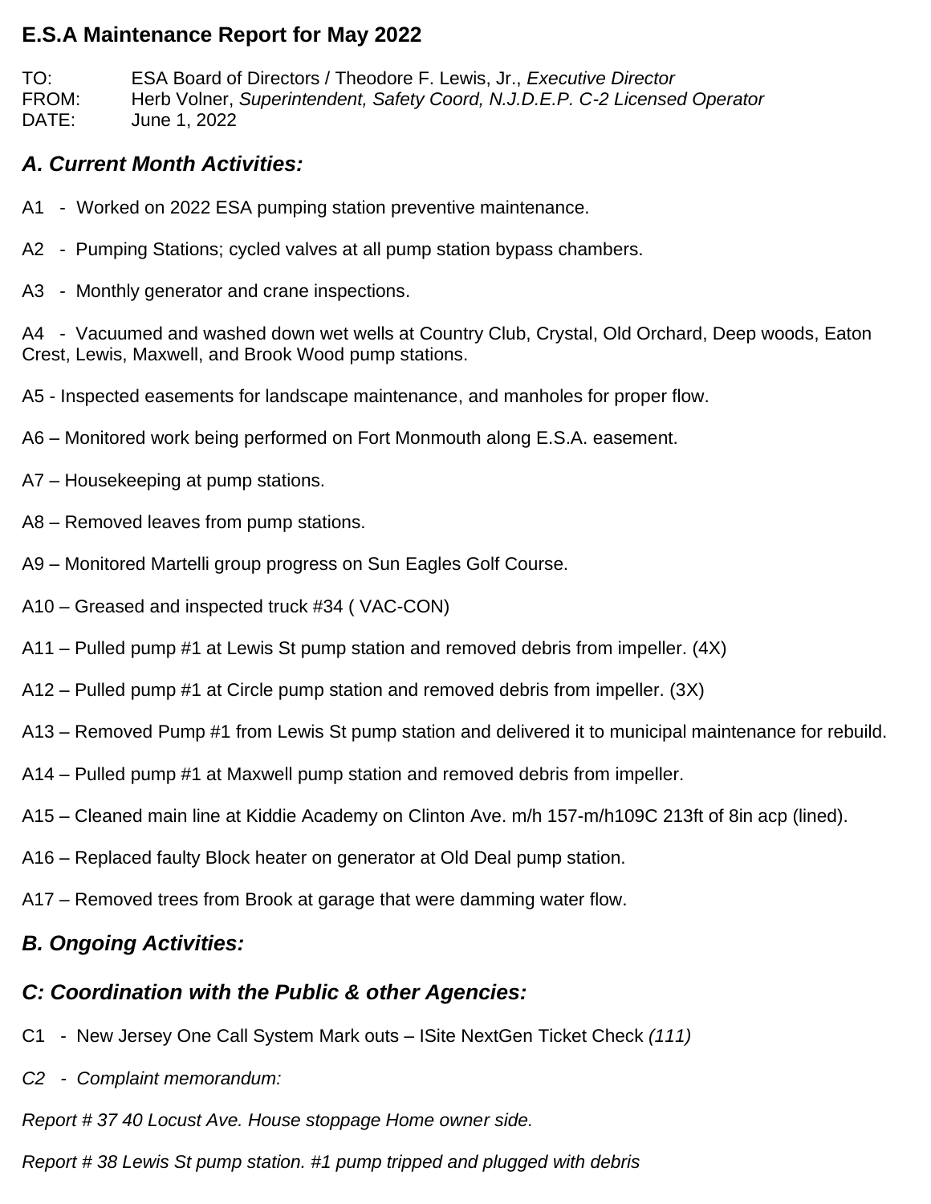# E.S.A Maintenance Report for May 2022

TO: ESA Board of Directors / Theodore F. Lewis, Jr., *Executive Director*
FROM: Herb Volner, *Superintendent, Safety Coord, N.J.D.E.P. C-2 Licensed Operator*
DATE: June 1, 2022

## *A. Current Month Activities:*

A1 - Worked on 2022 ESA pumping station preventive maintenance.

A2 - Pumping Stations; cycled valves at all pump station bypass chambers.

A3 - Monthly generator and crane inspections.

A4 - Vacuumed and washed down wet wells at Country Club, Crystal, Old Orchard, Deep woods, Eaton Crest, Lewis, Maxwell, and Brook Wood pump stations.

A5 - Inspected easements for landscape maintenance, and manholes for proper flow.

A6 – Monitored work being performed on Fort Monmouth along E.S.A. easement.

A7 – Housekeeping at pump stations.

A8 – Removed leaves from pump stations.

A9 – Monitored Martelli group progress on Sun Eagles Golf Course.

A10 – Greased and inspected truck #34 ( VAC-CON)

A11 – Pulled pump #1 at Lewis St pump station and removed debris from impeller. (4X)

A12 – Pulled pump #1 at Circle pump station and removed debris from impeller. (3X)

A13 – Removed Pump #1 from Lewis St pump station and delivered it to municipal maintenance for rebuild.

A14 – Pulled pump #1 at Maxwell pump station and removed debris from impeller.

A15 – Cleaned main line at Kiddie Academy on Clinton Ave. m/h 157-m/h109C 213ft of 8in acp (lined).

A16 – Replaced faulty Block heater on generator at Old Deal pump station.

A17 – Removed trees from Brook at garage that were damming water flow.

## *B. Ongoing Activities:*

## *C: Coordination with the Public & other Agencies:*

C1 - New Jersey One Call System Mark outs – ISite NextGen Ticket Check *(111)*

*C2 - Complaint memorandum:*

*Report # 37 40 Locust Ave. House stoppage Home owner side.*

*Report # 38 Lewis St pump station. #1 pump tripped and plugged with debris*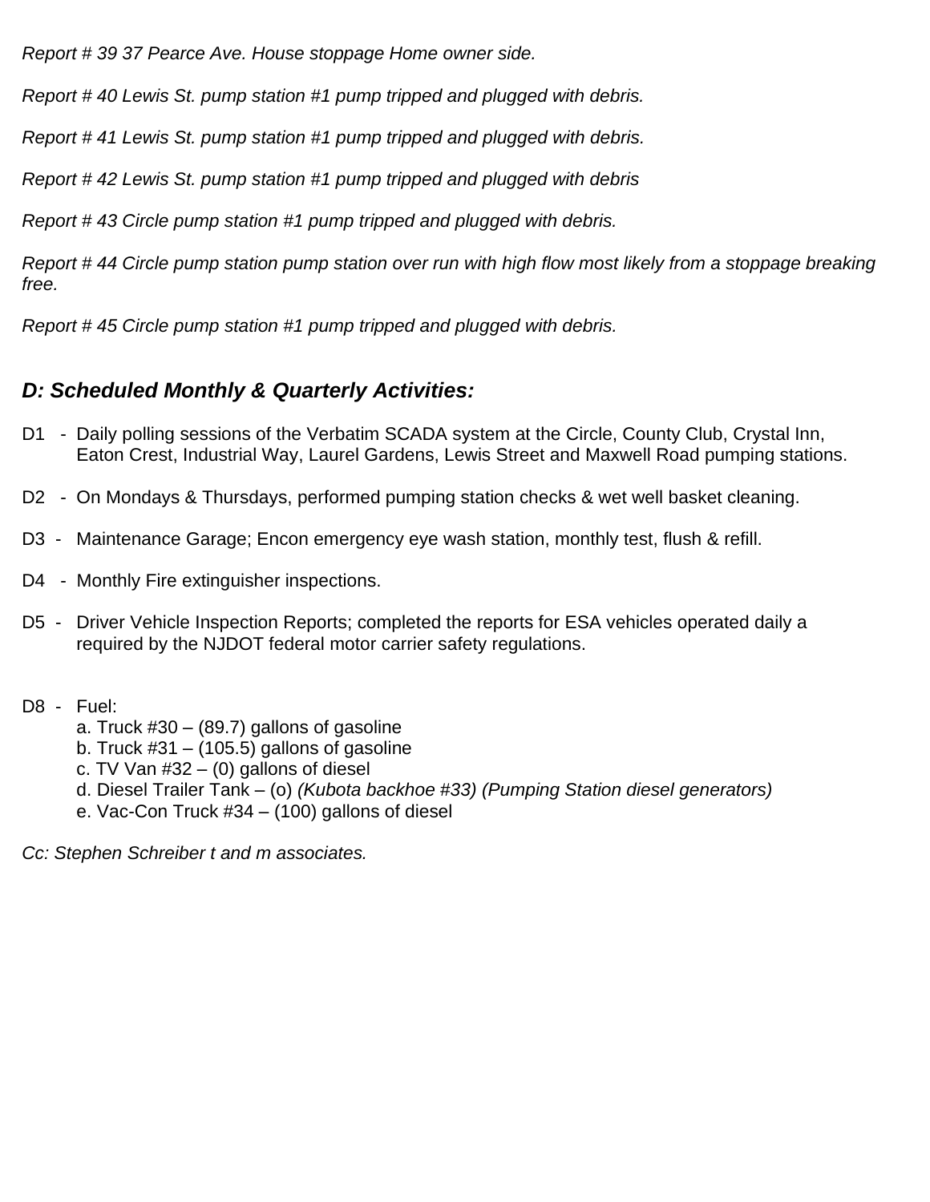*Report # 39 37 Pearce Ave. House stoppage Home owner side.*

*Report # 40 Lewis St. pump station #1 pump tripped and plugged with debris.*

*Report # 41 Lewis St. pump station #1 pump tripped and plugged with debris.*

*Report # 42 Lewis St. pump station #1 pump tripped and plugged with debris*

*Report # 43 Circle pump station #1 pump tripped and plugged with debris.*

*Report # 44 Circle pump station pump station over run with high flow most likely from a stoppage breaking free.*

*Report # 45 Circle pump station #1 pump tripped and plugged with debris.*

## *D: Scheduled Monthly & Quarterly Activities:*

D1 - Daily polling sessions of the Verbatim SCADA system at the Circle, County Club, Crystal Inn, Eaton Crest, Industrial Way, Laurel Gardens, Lewis Street and Maxwell Road pumping stations.

D2 - On Mondays & Thursdays, performed pumping station checks & wet well basket cleaning.

D3 - Maintenance Garage; Encon emergency eye wash station, monthly test, flush & refill.

D4 - Monthly Fire extinguisher inspections.

D5 - Driver Vehicle Inspection Reports; completed the reports for ESA vehicles operated daily a required by the NJDOT federal motor carrier safety regulations.

D8 - Fuel:
  a. Truck #30 – (89.7) gallons of gasoline
  b. Truck #31 – (105.5) gallons of gasoline
  c. TV Van #32 – (0) gallons of diesel
  d. Diesel Trailer Tank – (o) *(Kubota backhoe #33) (Pumping Station diesel generators)*
  e. Vac-Con Truck #34 – (100) gallons of diesel

*Cc: Stephen Schreiber t and m associates.*